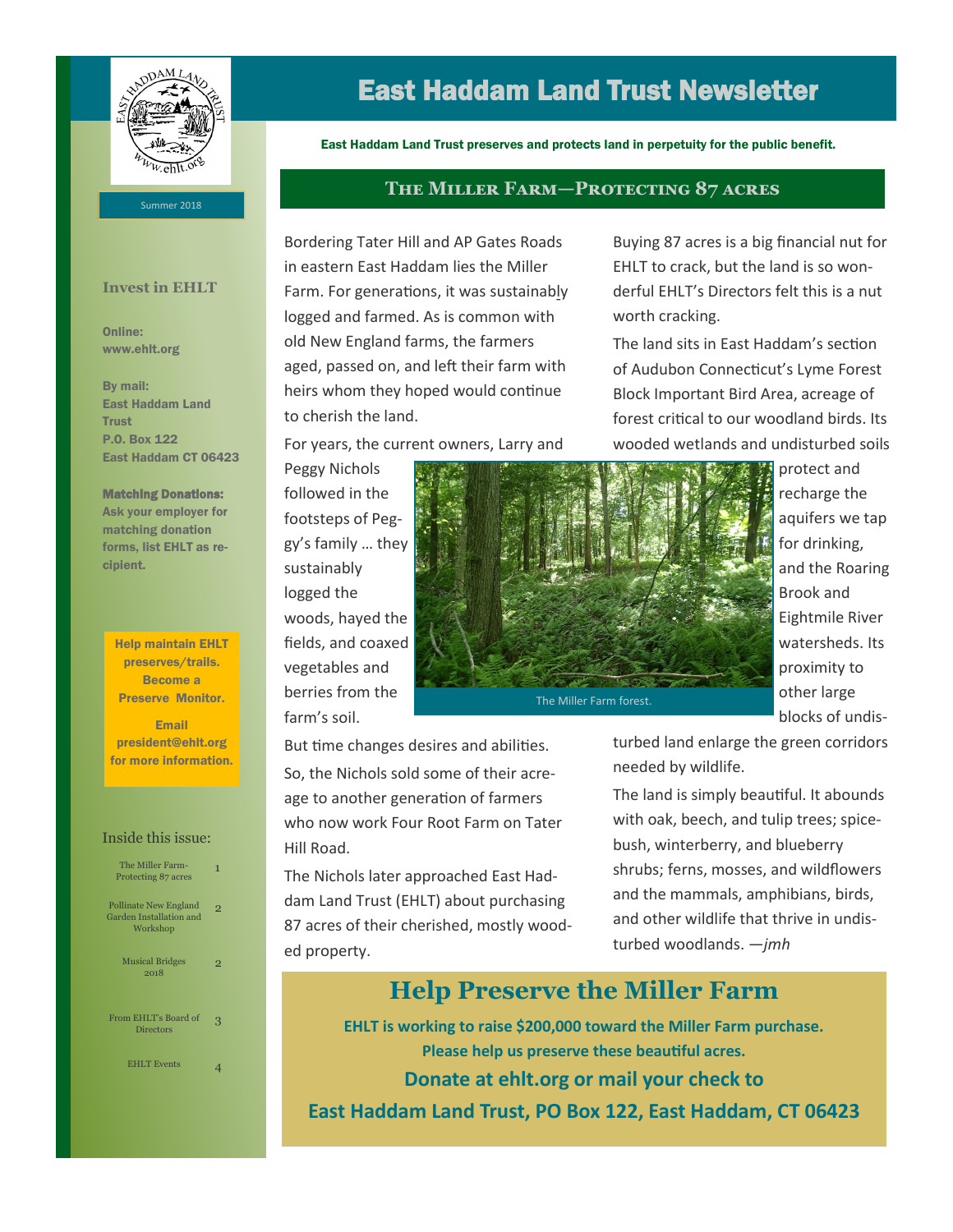# East Haddam Land Trust Newsletter

Summer 2018

East Haddam Land Trust preserves and protects land in perpetuity for the public benefit.

### Invest in EHLT

**Online:**
**www.ehlt.org**

**By mail:**
**East Haddam Land Trust**
**P.O. Box 122**
**East Haddam CT 06423**

**Matching Donations:**
**Ask your employer for matching donation forms, list EHLT as recipient.**

**Help maintain EHLT preserves/trails. Become a Preserve Monitor.**

**Email president@ehlt.org for more information.**

### Inside this issue:

| | |
|---|---|
| The Miller Farm-Protecting 87 acres | 1 |
| Pollinate New England Garden Installation and Workshop | 2 |
| Musical Bridges 2018 | 2 |
| From EHLT's Board of Directors | 3 |
| EHLT Events | 4 |

## The Miller Farm—Protecting 87 acres

Bordering Tater Hill and AP Gates Roads in eastern East Haddam lies the Miller Farm. For generations, it was sustainably logged and farmed. As is common with old New England farms, the farmers aged, passed on, and left their farm with heirs whom they hoped would continue to cherish the land.

For years, the current owners, Larry and Peggy Nichols followed in the footsteps of Peggy's family … they sustainably logged the woods, hayed the fields, and coaxed vegetables and berries from the farm's soil.

The Miller Farm forest.

But time changes desires and abilities.

So, the Nichols sold some of their acreage to another generation of farmers who now work Four Root Farm on Tater Hill Road.

The Nichols later approached East Haddam Land Trust (EHLT) about purchasing 87 acres of their cherished, mostly wooded property.

Buying 87 acres is a big financial nut for EHLT to crack, but the land is so wonderful EHLT's Directors felt this is a nut worth cracking.

The land sits in East Haddam's section of Audubon Connecticut's Lyme Forest Block Important Bird Area, acreage of forest critical to our woodland birds. Its wooded wetlands and undisturbed soils protect and recharge the aquifers we tap for drinking, and the Roaring Brook and Eightmile River watersheds. Its proximity to other large blocks of undisturbed land enlarge the green corridors needed by wildlife.

The land is simply beautiful. It abounds with oak, beech, and tulip trees; spicebush, winterberry, and blueberry shrubs; ferns, mosses, and wildflowers and the mammals, amphibians, birds, and other wildlife that thrive in undisturbed woodlands. *—jmh*

## Help Preserve the Miller Farm

**EHLT is working to raise $200,000 toward the Miller Farm purchase.**
**Please help us preserve these beautiful acres.**

**Donate at ehlt.org or mail your check to**
**East Haddam Land Trust, PO Box 122, East Haddam, CT 06423**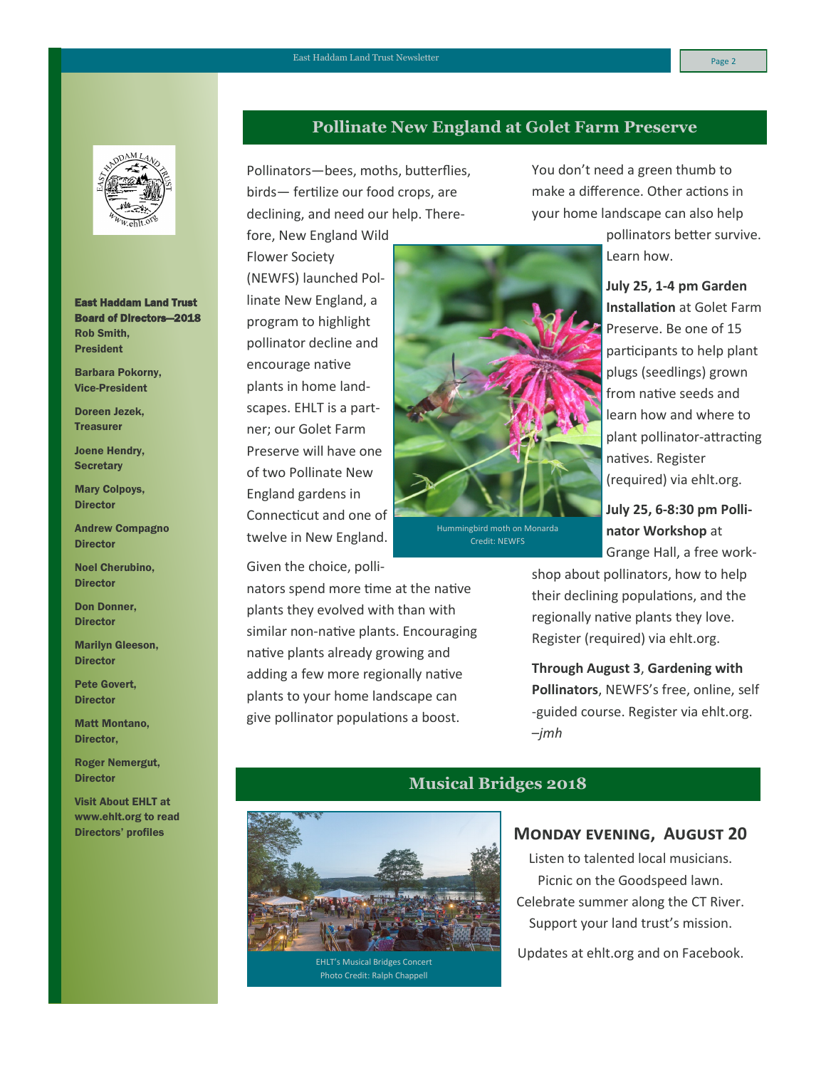**East Haddam Land Trust Board of Directors—2018**

**Rob Smith, President**

**Barbara Pokorny, Vice-President**

**Doreen Jezek, Treasurer**

**Joene Hendry, Secretary**

**Mary Colpoys, Director**

**Andrew Compagno Director**

**Noel Cherubino, Director**

**Don Donner, Director**

**Marilyn Gleeson, Director**

**Pete Govert, Director**

**Matt Montano, Director,**

**Roger Nemergut, Director**

**Visit About EHLT at www.ehlt.org to read Directors' profiles**

## Pollinate New England at Golet Farm Preserve

Pollinators—bees, moths, butterflies, birds— fertilize our food crops, are declining, and need our help. Therefore, New England Wild Flower Society (NEWFS) launched Pollinate New England, a program to highlight pollinator decline and encourage native plants in home landscapes. EHLT is a partner; our Golet Farm Preserve will have one of two Pollinate New England gardens in Connecticut and one of twelve in New England.

Hummingbird moth on Monarda
Credit: NEWFS

Given the choice, pollinators spend more time at the native plants they evolved with than with similar non-native plants. Encouraging native plants already growing and adding a few more regionally native plants to your home landscape can give pollinator populations a boost.

You don't need a green thumb to make a difference. Other actions in your home landscape can also help pollinators better survive. Learn how.

**July 25, 1-4 pm Garden Installation** at Golet Farm Preserve. Be one of 15 participants to help plant plugs (seedlings) grown from native seeds and learn how and where to plant pollinator-attracting natives. Register (required) via ehlt.org.

**July 25, 6-8:30 pm Pollinator Workshop** at Grange Hall, a free workshop about pollinators, how to help their declining populations, and the regionally native plants they love. Register (required) via ehlt.org.

**Through August 3**, **Gardening with Pollinators**, NEWFS's free, online, self-guided course. Register via ehlt.org. *–jmh*

## Musical Bridges 2018

EHLT's Musical Bridges Concert
Photo Credit: Ralph Chappell

### MONDAY EVENING, AUGUST 20

Listen to talented local musicians.
Picnic on the Goodspeed lawn.
Celebrate summer along the CT River.
Support your land trust's mission.

Updates at ehlt.org and on Facebook.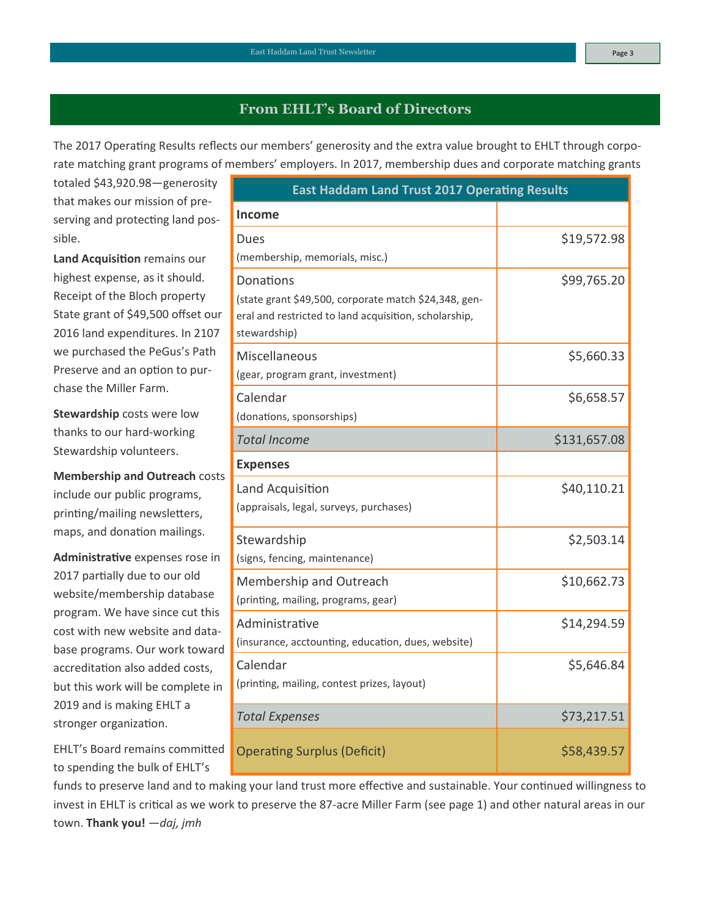## From EHLT's Board of Directors

The 2017 Operating Results reflects our members' generosity and the extra value brought to EHLT through corporate matching grant programs of members' employers. In 2017, membership dues and corporate matching grants totaled $43,920.98—generosity that makes our mission of preserving and protecting land possible.

**Land Acquisition** remains our highest expense, as it should. Receipt of the Bloch property State grant of $49,500 offset our 2016 land expenditures. In 2107 we purchased the PeGus's Path Preserve and an option to purchase the Miller Farm.

**Stewardship** costs were low thanks to our hard-working Stewardship volunteers.

**Membership and Outreach** costs include our public programs, printing/mailing newsletters, maps, and donation mailings.

**Administrative** expenses rose in 2017 partially due to our old website/membership database program. We have since cut this cost with new website and database programs. Our work toward accreditation also added costs, but this work will be complete in 2019 and is making EHLT a stronger organization.

| East Haddam Land Trust 2017 Operating Results | |
|---|---|
| **Income** | |
| Dues<br>(membership, memorials, misc.) | $19,572.98 |
| Donations<br>(state grant $49,500, corporate match $24,348, general and restricted to land acquisition, scholarship, stewardship) | $99,765.20 |
| Miscellaneous<br>(gear, program grant, investment) | $5,660.33 |
| Calendar<br>(donations, sponsorships) | $6,658.57 |
| *Total Income* | $131,657.08 |
| **Expenses** | |
| Land Acquisition<br>(appraisals, legal, surveys, purchases) | $40,110.21 |
| Stewardship<br>(signs, fencing, maintenance) | $2,503.14 |
| Membership and Outreach<br>(printing, mailing, programs, gear) | $10,662.73 |
| Administrative<br>(insurance, acctounting, education, dues, website) | $14,294.59 |
| Calendar<br>(printing, mailing, contest prizes, layout) | $5,646.84 |
| *Total Expenses* | $73,217.51 |
| Operating Surplus (Deficit) | $58,439.57 |

EHLT's Board remains committed to spending the bulk of EHLT's funds to preserve land and to making your land trust more effective and sustainable. Your continued willingness to invest in EHLT is critical as we work to preserve the 87-acre Miller Farm (see page 1) and other natural areas in our town. **Thank you!** —*daj, jmh*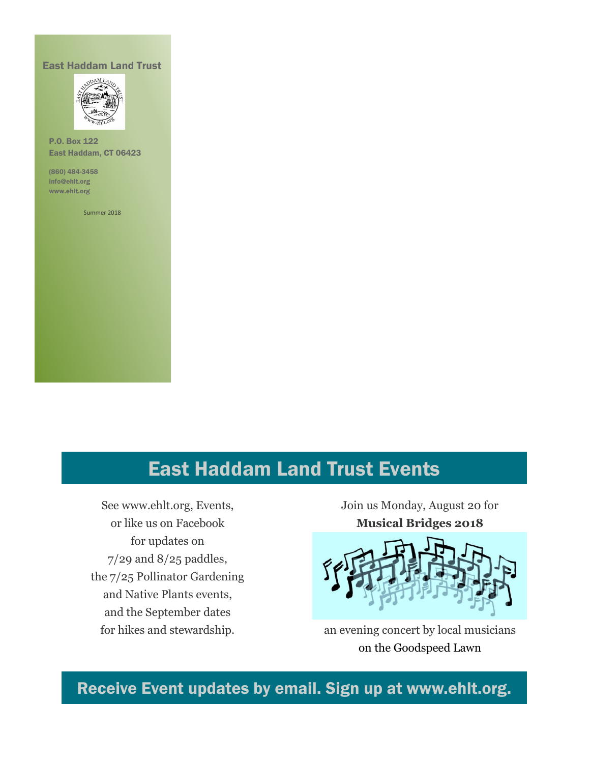East Haddam Land Trust

P.O. Box 122
East Haddam, CT 06423

(860) 484-3458
info@ehlt.org
www.ehlt.org

Summer 2018

## East Haddam Land Trust Events

See www.ehlt.org, Events,
or like us on Facebook
for updates on
7/29 and 8/25 paddles,
the 7/25 Pollinator Gardening
and Native Plants events,
and the September dates
for hikes and stewardship.

Join us Monday, August 20 for
**Musical Bridges 2018**

an evening concert by local musicians
on the Goodspeed Lawn

## Receive Event updates by email. Sign up at www.ehlt.org.